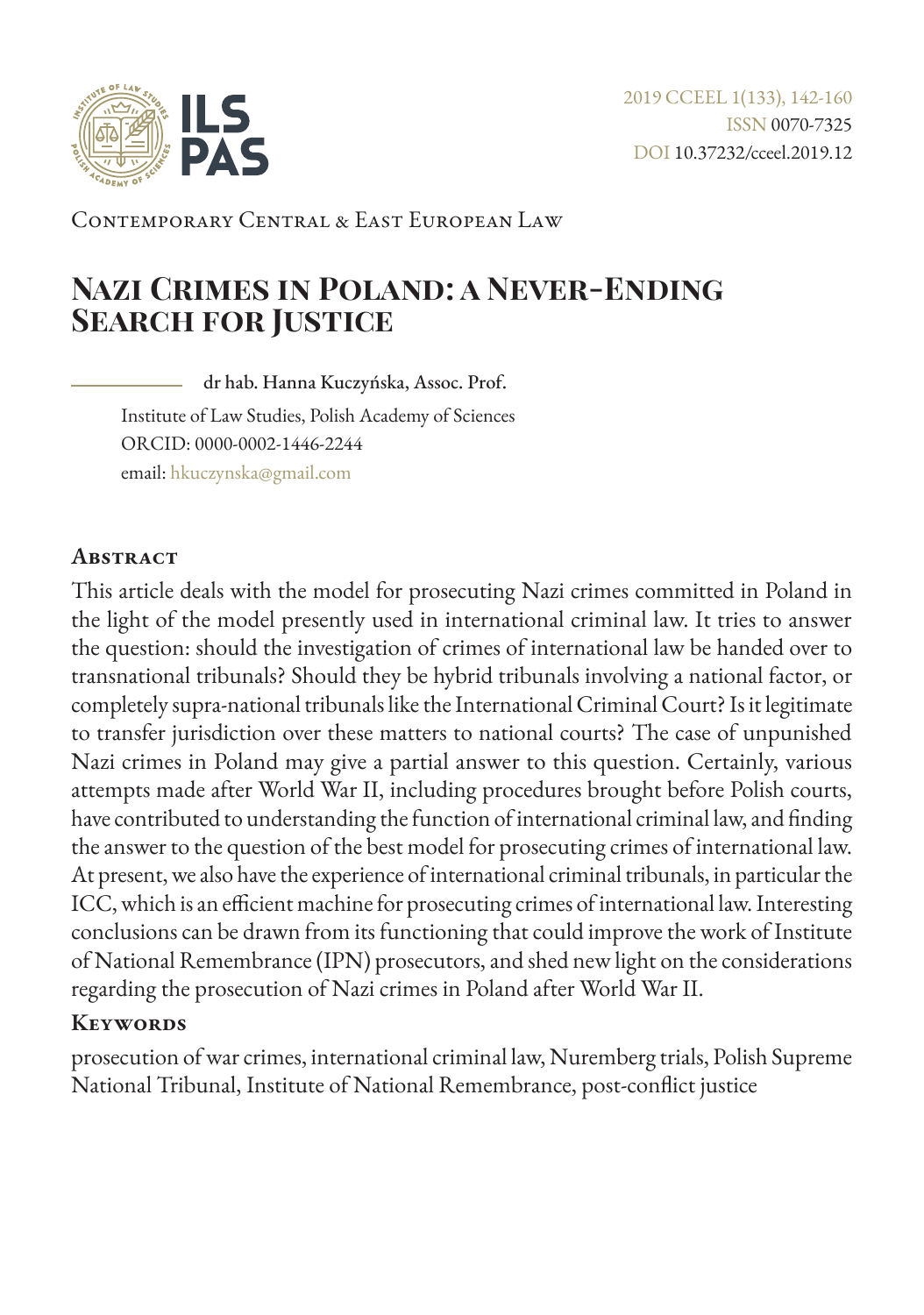2019 CCEEL 1(133), 142-160
ISSN 0070-7325
DOI 10.37232/cceel.2019.12

Contemporary Central & East European Law

# Nazi Crimes in Poland: a Never-Ending Search for Justice

dr hab. Hanna Kuczyńska, Assoc. Prof.

Institute of Law Studies, Polish Academy of Sciences
ORCID: 0000-0002-1446-2244
email: hkuczynska@gmail.com

## Abstract

This article deals with the model for prosecuting Nazi crimes committed in Poland in the light of the model presently used in international criminal law. It tries to answer the question: should the investigation of crimes of international law be handed over to transnational tribunals? Should they be hybrid tribunals involving a national factor, or completely supra-national tribunals like the International Criminal Court? Is it legitimate to transfer jurisdiction over these matters to national courts? The case of unpunished Nazi crimes in Poland may give a partial answer to this question. Certainly, various attempts made after World War II, including procedures brought before Polish courts, have contributed to understanding the function of international criminal law, and finding the answer to the question of the best model for prosecuting crimes of international law. At present, we also have the experience of international criminal tribunals, in particular the ICC, which is an efficient machine for prosecuting crimes of international law. Interesting conclusions can be drawn from its functioning that could improve the work of Institute of National Remembrance (IPN) prosecutors, and shed new light on the considerations regarding the prosecution of Nazi crimes in Poland after World War II.

## Keywords

prosecution of war crimes, international criminal law, Nuremberg trials, Polish Supreme National Tribunal, Institute of National Remembrance, post-conflict justice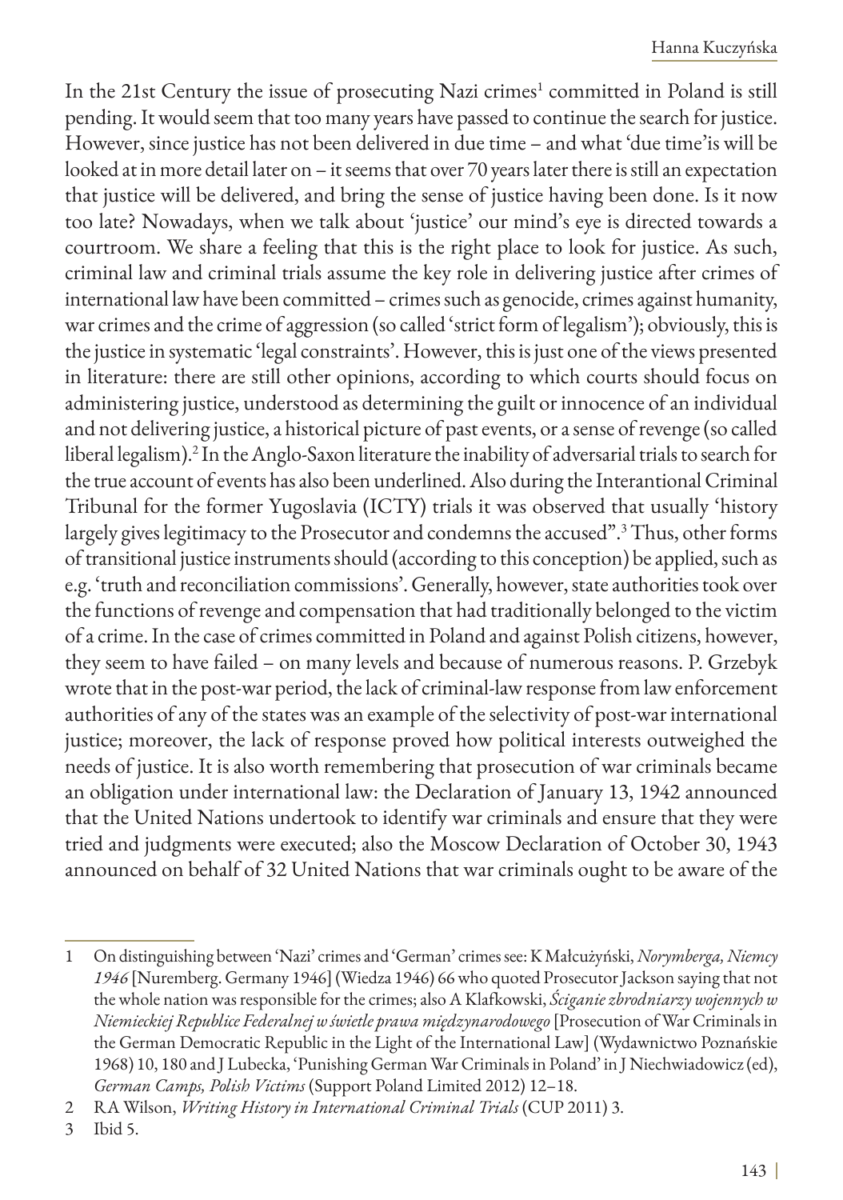In the 21st Century the issue of prosecuting Nazi crimes[1] committed in Poland is still pending. It would seem that too many years have passed to continue the search for justice. However, since justice has not been delivered in due time – and what 'due time'is will be looked at in more detail later on – it seems that over 70 years later there is still an expectation that justice will be delivered, and bring the sense of justice having been done. Is it now too late? Nowadays, when we talk about 'justice' our mind's eye is directed towards a courtroom. We share a feeling that this is the right place to look for justice. As such, criminal law and criminal trials assume the key role in delivering justice after crimes of international law have been committed – crimes such as genocide, crimes against humanity, war crimes and the crime of aggression (so called 'strict form of legalism'); obviously, this is the justice in systematic 'legal constraints'. However, this is just one of the views presented in literature: there are still other opinions, according to which courts should focus on administering justice, understood as determining the guilt or innocence of an individual and not delivering justice, a historical picture of past events, or a sense of revenge (so called liberal legalism).[2] In the Anglo-Saxon literature the inability of adversarial trials to search for the true account of events has also been underlined. Also during the Interantional Criminal Tribunal for the former Yugoslavia (ICTY) trials it was observed that usually 'history largely gives legitimacy to the Prosecutor and condemns the accused".[3] Thus, other forms of transitional justice instruments should (according to this conception) be applied, such as e.g. 'truth and reconciliation commissions'. Generally, however, state authorities took over the functions of revenge and compensation that had traditionally belonged to the victim of a crime. In the case of crimes committed in Poland and against Polish citizens, however, they seem to have failed – on many levels and because of numerous reasons. P. Grzebyk wrote that in the post-war period, the lack of criminal-law response from law enforcement authorities of any of the states was an example of the selectivity of post-war international justice; moreover, the lack of response proved how political interests outweighed the needs of justice. It is also worth remembering that prosecution of war criminals became an obligation under international law: the Declaration of January 13, 1942 announced that the United Nations undertook to identify war criminals and ensure that they were tried and judgments were executed; also the Moscow Declaration of October 30, 1943 announced on behalf of 32 United Nations that war criminals ought to be aware of the

---

1 On distinguishing between 'Nazi' crimes and 'German' crimes see: K Małcużyński, *Norymberga, Niemcy 1946* [Nuremberg. Germany 1946] (Wiedza 1946) 66 who quoted Prosecutor Jackson saying that not the whole nation was responsible for the crimes; also A Klafkowski, *Ściganie zbrodniarzy wojennych w Niemieckiej Republice Federalnej w świetle prawa międzynarodowego* [Prosecution of War Criminals in the German Democratic Republic in the Light of the International Law] (Wydawnictwo Poznańskie 1968) 10, 180 and J Lubecka, 'Punishing German War Criminals in Poland' in J Niechwiadowicz (ed), *German Camps, Polish Victims* (Support Poland Limited 2012) 12–18.

2 RA Wilson, *Writing History in International Criminal Trials* (CUP 2011) 3.

3 Ibid 5.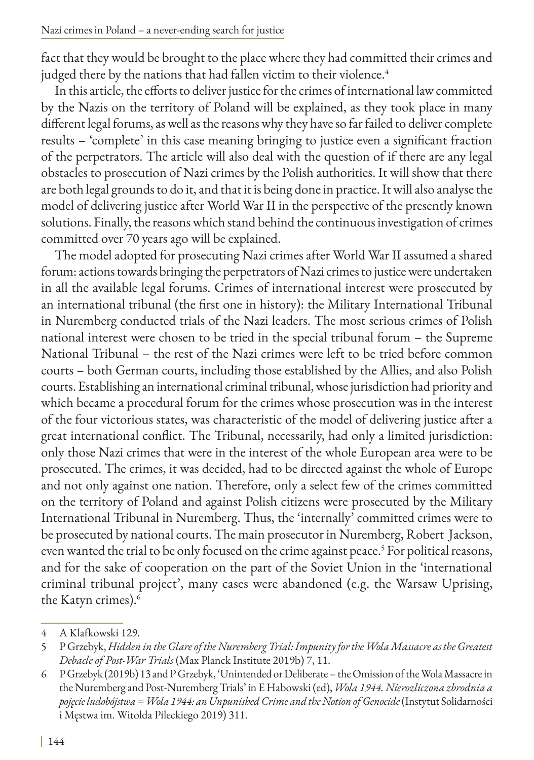fact that they would be brought to the place where they had committed their crimes and judged there by the nations that had fallen victim to their violence.[4]

In this article, the efforts to deliver justice for the crimes of international law committed by the Nazis on the territory of Poland will be explained, as they took place in many different legal forums, as well as the reasons why they have so far failed to deliver complete results – 'complete' in this case meaning bringing to justice even a significant fraction of the perpetrators. The article will also deal with the question of if there are any legal obstacles to prosecution of Nazi crimes by the Polish authorities. It will show that there are both legal grounds to do it, and that it is being done in practice. It will also analyse the model of delivering justice after World War II in the perspective of the presently known solutions. Finally, the reasons which stand behind the continuous investigation of crimes committed over 70 years ago will be explained.

The model adopted for prosecuting Nazi crimes after World War II assumed a shared forum: actions towards bringing the perpetrators of Nazi crimes to justice were undertaken in all the available legal forums. Crimes of international interest were prosecuted by an international tribunal (the first one in history): the Military International Tribunal in Nuremberg conducted trials of the Nazi leaders. The most serious crimes of Polish national interest were chosen to be tried in the special tribunal forum – the Supreme National Tribunal – the rest of the Nazi crimes were left to be tried before common courts – both German courts, including those established by the Allies, and also Polish courts. Establishing an international criminal tribunal, whose jurisdiction had priority and which became a procedural forum for the crimes whose prosecution was in the interest of the four victorious states, was characteristic of the model of delivering justice after a great international conflict. The Tribunal, necessarily, had only a limited jurisdiction: only those Nazi crimes that were in the interest of the whole European area were to be prosecuted. The crimes, it was decided, had to be directed against the whole of Europe and not only against one nation. Therefore, only a select few of the crimes committed on the territory of Poland and against Polish citizens were prosecuted by the Military International Tribunal in Nuremberg. Thus, the 'internally' committed crimes were to be prosecuted by national courts. The main prosecutor in Nuremberg, Robert Jackson, even wanted the trial to be only focused on the crime against peace.[5] For political reasons, and for the sake of cooperation on the part of the Soviet Union in the 'international criminal tribunal project', many cases were abandoned (e.g. the Warsaw Uprising, the Katyn crimes).[6]

---

4 A Klafkowski 129.

5 P Grzebyk, *Hidden in the Glare of the Nuremberg Trial: Impunity for the Wola Massacre as the Greatest Debacle of Post-War Trials* (Max Planck Institute 2019b) 7, 11.

6 P Grzebyk (2019b) 13 and P Grzebyk, 'Unintended or Deliberate – the Omission of the Wola Massacre in the Nuremberg and Post-Nuremberg Trials' in E Habowski (ed), *Wola 1944. Nierozliczona zbrodnia a pojęcie ludobójstwa = Wola 1944: an Unpunished Crime and the Notion of Genocide* (Instytut Solidarności i Męstwa im. Witolda Pileckiego 2019) 311.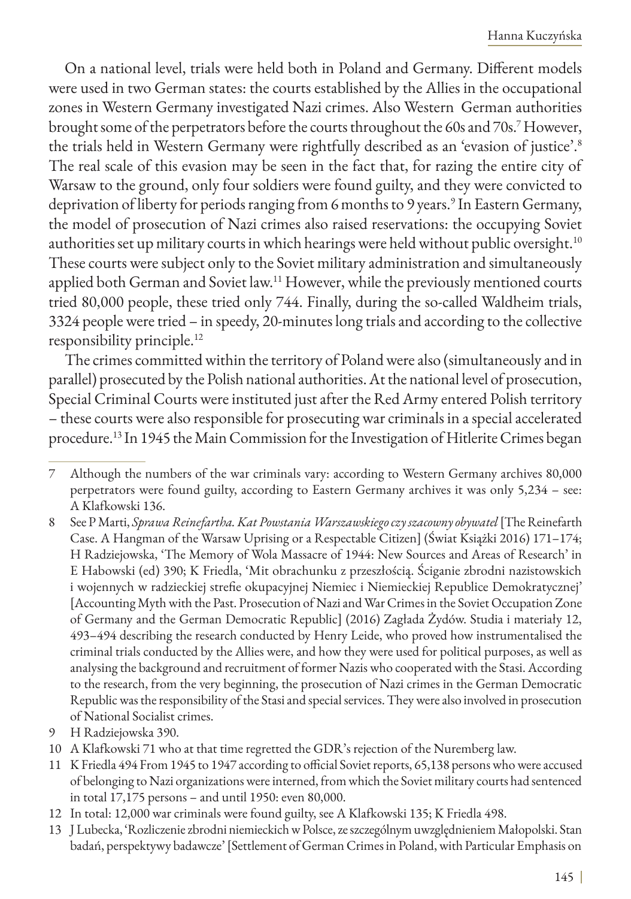On a national level, trials were held both in Poland and Germany. Different models were used in two German states: the courts established by the Allies in the occupational zones in Western Germany investigated Nazi crimes. Also Western German authorities brought some of the perpetrators before the courts throughout the 60s and 70s.[7] However, the trials held in Western Germany were rightfully described as an 'evasion of justice'.[8] The real scale of this evasion may be seen in the fact that, for razing the entire city of Warsaw to the ground, only four soldiers were found guilty, and they were convicted to deprivation of liberty for periods ranging from 6 months to 9 years.[9] In Eastern Germany, the model of prosecution of Nazi crimes also raised reservations: the occupying Soviet authorities set up military courts in which hearings were held without public oversight.[10] These courts were subject only to the Soviet military administration and simultaneously applied both German and Soviet law.[11] However, while the previously mentioned courts tried 80,000 people, these tried only 744. Finally, during the so-called Waldheim trials, 3324 people were tried – in speedy, 20-minutes long trials and according to the collective responsibility principle.[12]

The crimes committed within the territory of Poland were also (simultaneously and in parallel) prosecuted by the Polish national authorities. At the national level of prosecution, Special Criminal Courts were instituted just after the Red Army entered Polish territory – these courts were also responsible for prosecuting war criminals in a special accelerated procedure.[13] In 1945 the Main Commission for the Investigation of Hitlerite Crimes began

---

7 Although the numbers of the war criminals vary: according to Western Germany archives 80,000 perpetrators were found guilty, according to Eastern Germany archives it was only 5,234 – see: A Klafkowski 136.

8 See P Marti, *Sprawa Reinefartha. Kat Powstania Warszawskiego czy szacowny obywatel* [The Reinefarth Case. A Hangman of the Warsaw Uprising or a Respectable Citizen] (Świat Książki 2016) 171–174; H Radziejowska, 'The Memory of Wola Massacre of 1944: New Sources and Areas of Research' in E Habowski (ed) 390; K Friedla, 'Mit obrachunku z przeszłością. Ściganie zbrodni nazistowskich i wojennych w radzieckiej strefie okupacyjnej Niemiec i Niemieckiej Republice Demokratycznej' [Accounting Myth with the Past. Prosecution of Nazi and War Crimes in the Soviet Occupation Zone of Germany and the German Democratic Republic] (2016) Zagłada Żydów. Studia i materiały 12, 493–494 describing the research conducted by Henry Leide, who proved how instrumentalised the criminal trials conducted by the Allies were, and how they were used for political purposes, as well as analysing the background and recruitment of former Nazis who cooperated with the Stasi. According to the research, from the very beginning, the prosecution of Nazi crimes in the German Democratic Republic was the responsibility of the Stasi and special services. They were also involved in prosecution of National Socialist crimes.

9 H Radziejowska 390.

10 A Klafkowski 71 who at that time regretted the GDR's rejection of the Nuremberg law.

11 K Friedla 494 From 1945 to 1947 according to official Soviet reports, 65,138 persons who were accused of belonging to Nazi organizations were interned, from which the Soviet military courts had sentenced in total 17,175 persons – and until 1950: even 80,000.

12 In total: 12,000 war criminals were found guilty, see A Klafkowski 135; K Friedla 498.

13 J Lubecka, 'Rozliczenie zbrodni niemieckich w Polsce, ze szczególnym uwzględnieniem Małopolski. Stan badań, perspektywy badawcze' [Settlement of German Crimes in Poland, with Particular Emphasis on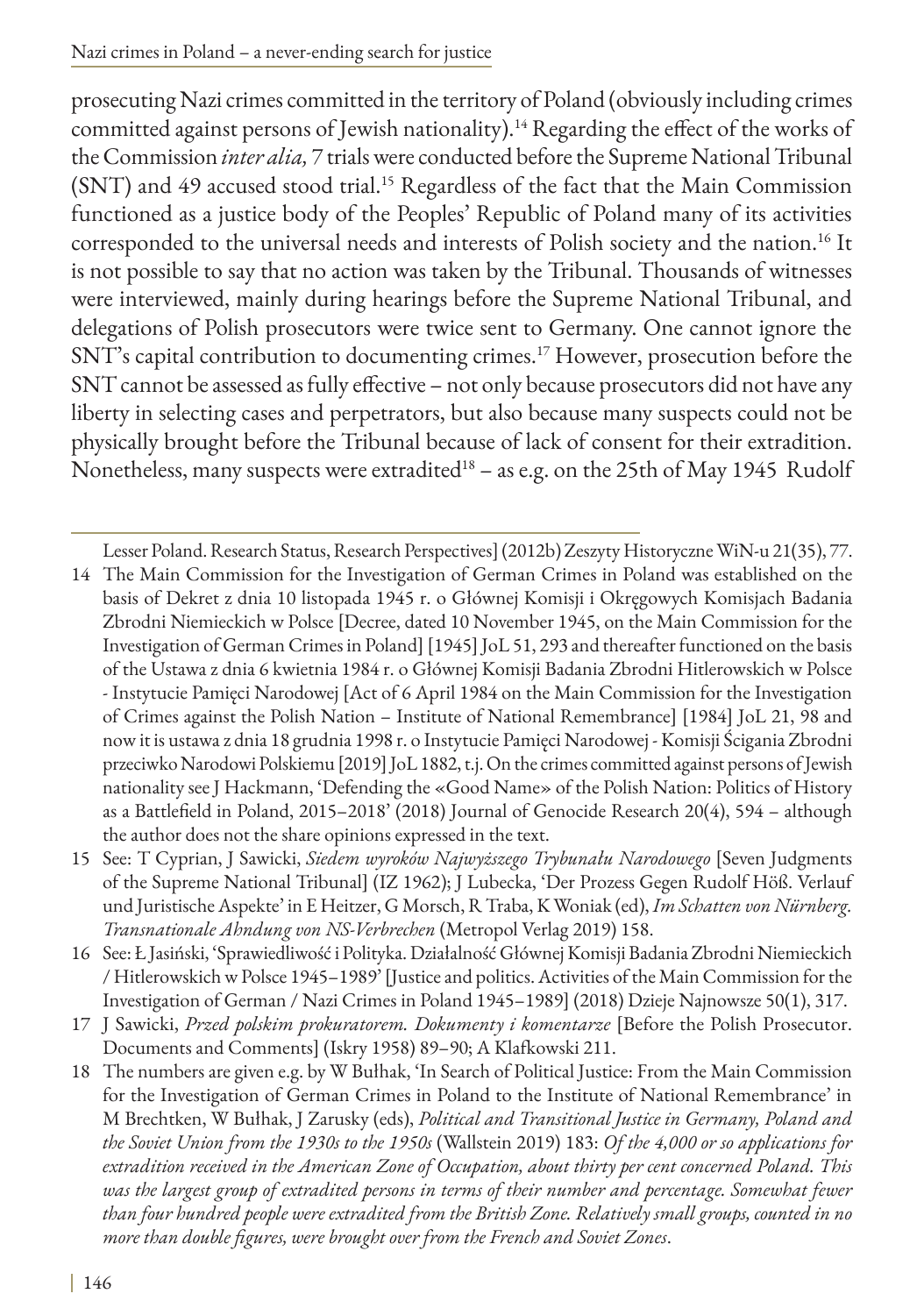prosecuting Nazi crimes committed in the territory of Poland (obviously including crimes committed against persons of Jewish nationality).[14] Regarding the effect of the works of the Commission *inter alia,* 7 trials were conducted before the Supreme National Tribunal (SNT) and 49 accused stood trial.[15] Regardless of the fact that the Main Commission functioned as a justice body of the Peoples' Republic of Poland many of its activities corresponded to the universal needs and interests of Polish society and the nation.[16] It is not possible to say that no action was taken by the Tribunal. Thousands of witnesses were interviewed, mainly during hearings before the Supreme National Tribunal, and delegations of Polish prosecutors were twice sent to Germany. One cannot ignore the SNT's capital contribution to documenting crimes.[17] However, prosecution before the SNT cannot be assessed as fully effective – not only because prosecutors did not have any liberty in selecting cases and perpetrators, but also because many suspects could not be physically brought before the Tribunal because of lack of consent for their extradition. Nonetheless, many suspects were extradited[18] – as e.g. on the 25th of May 1945 Rudolf

---

Lesser Poland. Research Status, Research Perspectives] (2012b) Zeszyty Historyczne WiN-u 21(35), 77.

14 The Main Commission for the Investigation of German Crimes in Poland was established on the basis of Dekret z dnia 10 listopada 1945 r. o Głównej Komisji i Okręgowych Komisjach Badania Zbrodni Niemieckich w Polsce [Decree, dated 10 November 1945, on the Main Commission for the Investigation of German Crimes in Poland] [1945] JoL 51, 293 and thereafter functioned on the basis of the Ustawa z dnia 6 kwietnia 1984 r. o Głównej Komisji Badania Zbrodni Hitlerowskich w Polsce - Instytucie Pamięci Narodowej [Act of 6 April 1984 on the Main Commission for the Investigation of Crimes against the Polish Nation – Institute of National Remembrance] [1984] JoL 21, 98 and now it is ustawa z dnia 18 grudnia 1998 r. o Instytucie Pamięci Narodowej - Komisji Ścigania Zbrodni przeciwko Narodowi Polskiemu [2019] JoL 1882, t.j. On the crimes committed against persons of Jewish nationality see J Hackmann, 'Defending the «Good Name» of the Polish Nation: Politics of History as a Battlefield in Poland, 2015–2018' (2018) Journal of Genocide Research 20(4), 594 – although the author does not the share opinions expressed in the text.

15 See: T Cyprian, J Sawicki, *Siedem wyroków Najwyższego Trybunału Narodowego* [Seven Judgments of the Supreme National Tribunal] (IZ 1962); J Lubecka, 'Der Prozess Gegen Rudolf Höß. Verlauf und Juristische Aspekte' in E Heitzer, G Morsch, R Traba, K Woniak (ed), *Im Schatten von Nürnberg. Transnationale Ahndung von NS-Verbrechen* (Metropol Verlag 2019) 158.

16 See: Ł Jasiński, 'Sprawiedliwość i Polityka. Działalność Głównej Komisji Badania Zbrodni Niemieckich / Hitlerowskich w Polsce 1945–1989' [Justice and politics. Activities of the Main Commission for the Investigation of German / Nazi Crimes in Poland 1945–1989] (2018) Dzieje Najnowsze 50(1), 317.

17 J Sawicki, *Przed polskim prokuratorem. Dokumenty i komentarze* [Before the Polish Prosecutor. Documents and Comments] (Iskry 1958) 89–90; A Klafkowski 211.

18 The numbers are given e.g. by W Bułhak, 'In Search of Political Justice: From the Main Commission for the Investigation of German Crimes in Poland to the Institute of National Remembrance' in M Brechtken, W Bułhak, J Zarusky (eds), *Political and Transitional Justice in Germany, Poland and the Soviet Union from the 1930s to the 1950s* (Wallstein 2019) 183: *Of the 4,000 or so applications for extradition received in the American Zone of Occupation, about thirty per cent concerned Poland. This was the largest group of extradited persons in terms of their number and percentage. Somewhat fewer than four hundred people were extradited from the British Zone. Relatively small groups, counted in no more than double figures, were brought over from the French and Soviet Zones*.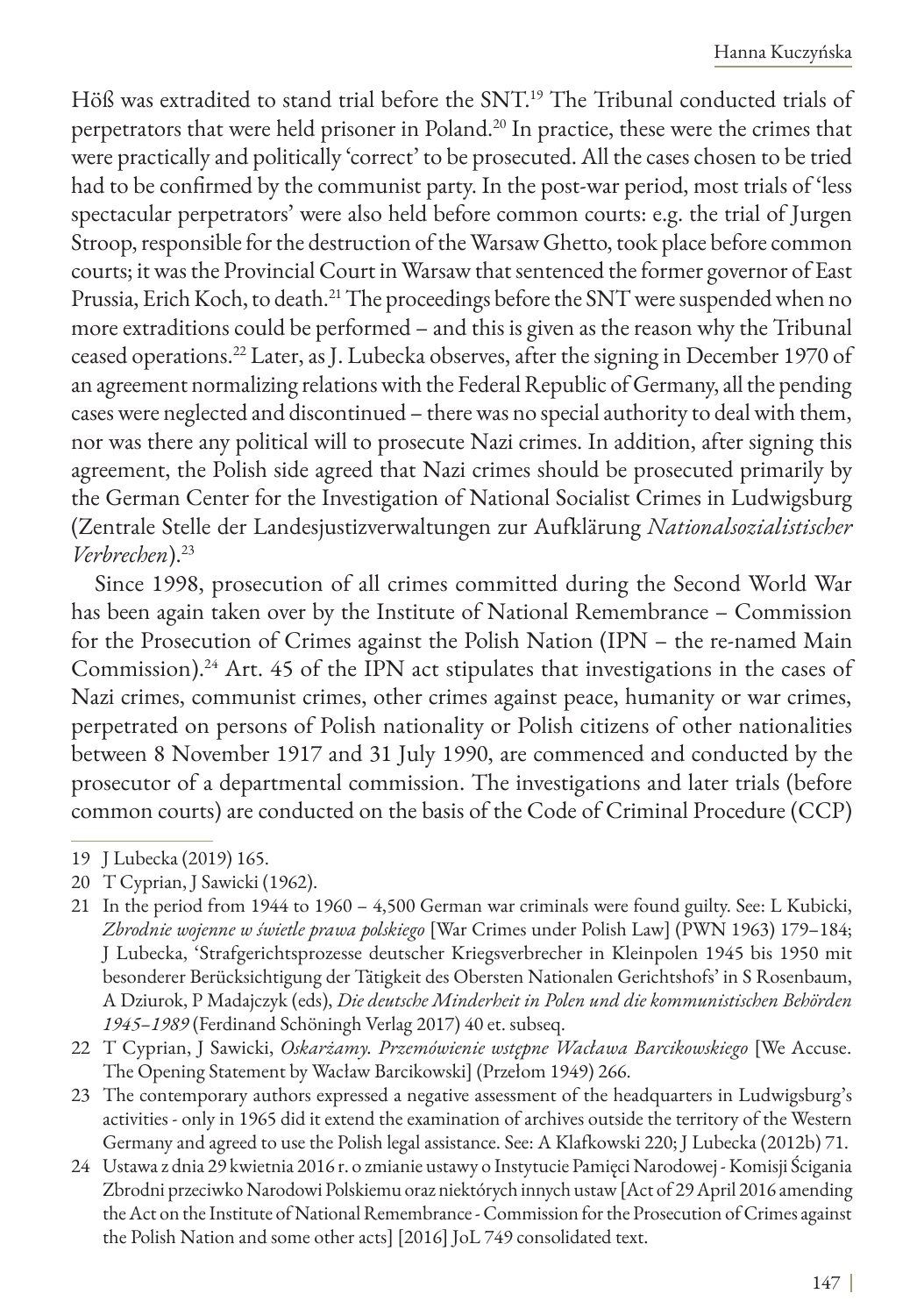Höß was extradited to stand trial before the SNT.[19] The Tribunal conducted trials of perpetrators that were held prisoner in Poland.[20] In practice, these were the crimes that were practically and politically 'correct' to be prosecuted. All the cases chosen to be tried had to be confirmed by the communist party. In the post-war period, most trials of 'less spectacular perpetrators' were also held before common courts: e.g. the trial of Jurgen Stroop, responsible for the destruction of the Warsaw Ghetto, took place before common courts; it was the Provincial Court in Warsaw that sentenced the former governor of East Prussia, Erich Koch, to death.[21] The proceedings before the SNT were suspended when no more extraditions could be performed – and this is given as the reason why the Tribunal ceased operations.[22] Later, as J. Lubecka observes, after the signing in December 1970 of an agreement normalizing relations with the Federal Republic of Germany, all the pending cases were neglected and discontinued – there was no special authority to deal with them, nor was there any political will to prosecute Nazi crimes. In addition, after signing this agreement, the Polish side agreed that Nazi crimes should be prosecuted primarily by the German Center for the Investigation of National Socialist Crimes in Ludwigsburg (Zentrale Stelle der Landesjustizverwaltungen zur Aufklärung *Nationalsozialistischer Verbrechen*).[23]

Since 1998, prosecution of all crimes committed during the Second World War has been again taken over by the Institute of National Remembrance – Commission for the Prosecution of Crimes against the Polish Nation (IPN – the re-named Main Commission).[24] Art. 45 of the IPN act stipulates that investigations in the cases of Nazi crimes, communist crimes, other crimes against peace, humanity or war crimes, perpetrated on persons of Polish nationality or Polish citizens of other nationalities between 8 November 1917 and 31 July 1990, are commenced and conducted by the prosecutor of a departmental commission. The investigations and later trials (before common courts) are conducted on the basis of the Code of Criminal Procedure (CCP)

---

19 J Lubecka (2019) 165.

20 T Cyprian, J Sawicki (1962).

21 In the period from 1944 to 1960 – 4,500 German war criminals were found guilty. See: L Kubicki, *Zbrodnie wojenne w świetle prawa polskiego* [War Crimes under Polish Law] (PWN 1963) 179–184; J Lubecka, 'Strafgerichtsprozesse deutscher Kriegsverbrecher in Kleinpolen 1945 bis 1950 mit besonderer Berücksichtigung der Tätigkeit des Obersten Nationalen Gerichtshofs' in S Rosenbaum, A Dziurok, P Madajczyk (eds), *Die deutsche Minderheit in Polen und die kommunistischen Behörden 1945–1989* (Ferdinand Schöningh Verlag 2017) 40 et. subseq.

22 T Cyprian, J Sawicki, *Oskarżamy. Przemówienie wstępne Wacława Barcikowskiego* [We Accuse. The Opening Statement by Wacław Barcikowski] (Przełom 1949) 266.

23 The contemporary authors expressed a negative assessment of the headquarters in Ludwigsburg's activities - only in 1965 did it extend the examination of archives outside the territory of the Western Germany and agreed to use the Polish legal assistance. See: A Klafkowski 220; J Lubecka (2012b) 71.

24 Ustawa z dnia 29 kwietnia 2016 r. o zmianie ustawy o Instytucie Pamięci Narodowej - Komisji Ścigania Zbrodni przeciwko Narodowi Polskiemu oraz niektórych innych ustaw [Act of 29 April 2016 amending the Act on the Institute of National Remembrance - Commission for the Prosecution of Crimes against the Polish Nation and some other acts] [2016] JoL 749 consolidated text.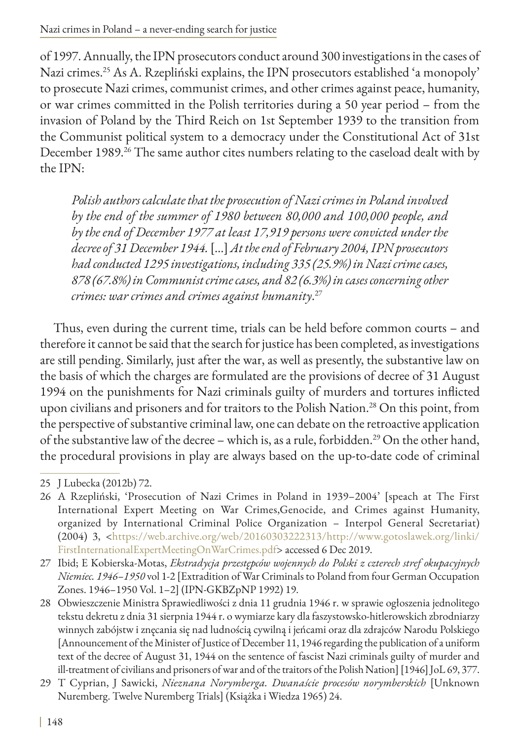of 1997. Annually, the IPN prosecutors conduct around 300 investigations in the cases of Nazi crimes.[25] As A. Rzepliński explains, the IPN prosecutors established 'a monopoly' to prosecute Nazi crimes, communist crimes, and other crimes against peace, humanity, or war crimes committed in the Polish territories during a 50 year period – from the invasion of Poland by the Third Reich on 1st September 1939 to the transition from the Communist political system to a democracy under the Constitutional Act of 31st December 1989.[26] The same author cites numbers relating to the caseload dealt with by the IPN:

> *Polish authors calculate that the prosecution of Nazi crimes in Poland involved by the end of the summer of 1980 between 80,000 and 100,000 people, and by the end of December 1977 at least 17,919 persons were convicted under the decree of 31 December 1944.* [...] *At the end of February 2004, IPN prosecutors had conducted 1295 investigations, including 335 (25.9%) in Nazi crime cases, 878 (67.8%) in Communist crime cases, and 82 (6.3%) in cases concerning other crimes: war crimes and crimes against humanity.*[27]

Thus, even during the current time, trials can be held before common courts – and therefore it cannot be said that the search for justice has been completed, as investigations are still pending. Similarly, just after the war, as well as presently, the substantive law on the basis of which the charges are formulated are the provisions of decree of 31 August 1994 on the punishments for Nazi criminals guilty of murders and tortures inflicted upon civilians and prisoners and for traitors to the Polish Nation.[28] On this point, from the perspective of substantive criminal law, one can debate on the retroactive application of the substantive law of the decree – which is, as a rule, forbidden.[29] On the other hand, the procedural provisions in play are always based on the up-to-date code of criminal

---

25 J Lubecka (2012b) 72.

26 A Rzepliński, 'Prosecution of Nazi Crimes in Poland in 1939–2004' [speach at The First International Expert Meeting on War Crimes,Genocide, and Crimes against Humanity, organized by International Criminal Police Organization – Interpol General Secretariat) (2004) 3, <https://web.archive.org/web/20160303222313/http://www.gotoslawek.org/linki/FirstInternationalExpertMeetingOnWarCrimes.pdf> accessed 6 Dec 2019.

27 Ibid; E Kobierska-Motas, *Ekstradycja przestępców wojennych do Polski z czterech stref okupacyjnych Niemiec. 1946–1950* vol 1-2 [Extradition of War Criminals to Poland from four German Occupation Zones. 1946–1950 Vol. 1–2] (IPN-GKBZpNP 1992) 19.

28 Obwieszczenie Ministra Sprawiedliwości z dnia 11 grudnia 1946 r. w sprawie ogłoszenia jednolitego tekstu dekretu z dnia 31 sierpnia 1944 r. o wymiarze kary dla faszystowsko-hitlerowskich zbrodniarzy winnych zabójstw i znęcania się nad ludnością cywilną i jeńcami oraz dla zdrajców Narodu Polskiego [Announcement of the Minister of Justice of December 11, 1946 regarding the publication of a uniform text of the decree of August 31, 1944 on the sentence of fascist Nazi criminals guilty of murder and ill-treatment of civilians and prisoners of war and of the traitors of the Polish Nation] [1946] JoL 69, 377.

29 T Cyprian, J Sawicki, *Nieznana Norymberga. Dwanaście procesów norymberskich* [Unknown Nuremberg. Twelve Nuremberg Trials] (Książka i Wiedza 1965) 24.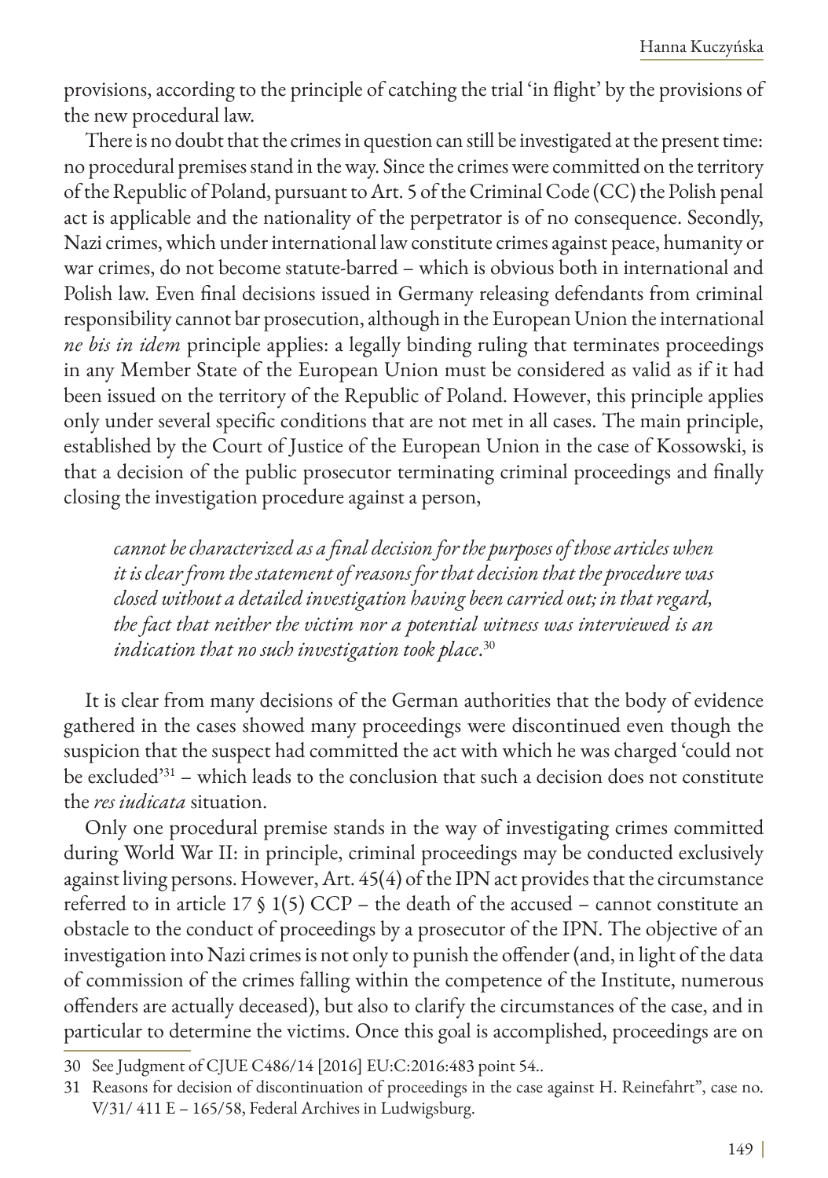provisions, according to the principle of catching the trial 'in flight' by the provisions of the new procedural law.

There is no doubt that the crimes in question can still be investigated at the present time: no procedural premises stand in the way. Since the crimes were committed on the territory of the Republic of Poland, pursuant to Art. 5 of the Criminal Code (CC) the Polish penal act is applicable and the nationality of the perpetrator is of no consequence. Secondly, Nazi crimes, which under international law constitute crimes against peace, humanity or war crimes, do not become statute-barred – which is obvious both in international and Polish law. Even final decisions issued in Germany releasing defendants from criminal responsibility cannot bar prosecution, although in the European Union the international *ne bis in idem* principle applies: a legally binding ruling that terminates proceedings in any Member State of the European Union must be considered as valid as if it had been issued on the territory of the Republic of Poland. However, this principle applies only under several specific conditions that are not met in all cases. The main principle, established by the Court of Justice of the European Union in the case of Kossowski, is that a decision of the public prosecutor terminating criminal proceedings and finally closing the investigation procedure against a person,

> *cannot be characterized as a final decision for the purposes of those articles when it is clear from the statement of reasons for that decision that the procedure was closed without a detailed investigation having been carried out; in that regard, the fact that neither the victim nor a potential witness was interviewed is an indication that no such investigation took place*.[30]

It is clear from many decisions of the German authorities that the body of evidence gathered in the cases showed many proceedings were discontinued even though the suspicion that the suspect had committed the act with which he was charged 'could not be excluded'[31] – which leads to the conclusion that such a decision does not constitute the *res iudicata* situation.

Only one procedural premise stands in the way of investigating crimes committed during World War II: in principle, criminal proceedings may be conducted exclusively against living persons. However, Art. 45(4) of the IPN act provides that the circumstance referred to in article 17 § 1(5) CCP – the death of the accused – cannot constitute an obstacle to the conduct of proceedings by a prosecutor of the IPN. The objective of an investigation into Nazi crimes is not only to punish the offender (and, in light of the data of commission of the crimes falling within the competence of the Institute, numerous offenders are actually deceased), but also to clarify the circumstances of the case, and in particular to determine the victims. Once this goal is accomplished, proceedings are on

---

30 See Judgment of CJUE C486/14 [2016] EU:C:2016:483 point 54..

31 Reasons for decision of discontinuation of proceedings in the case against H. Reinefahrt", case no. V/31/ 411 E – 165/58, Federal Archives in Ludwigsburg.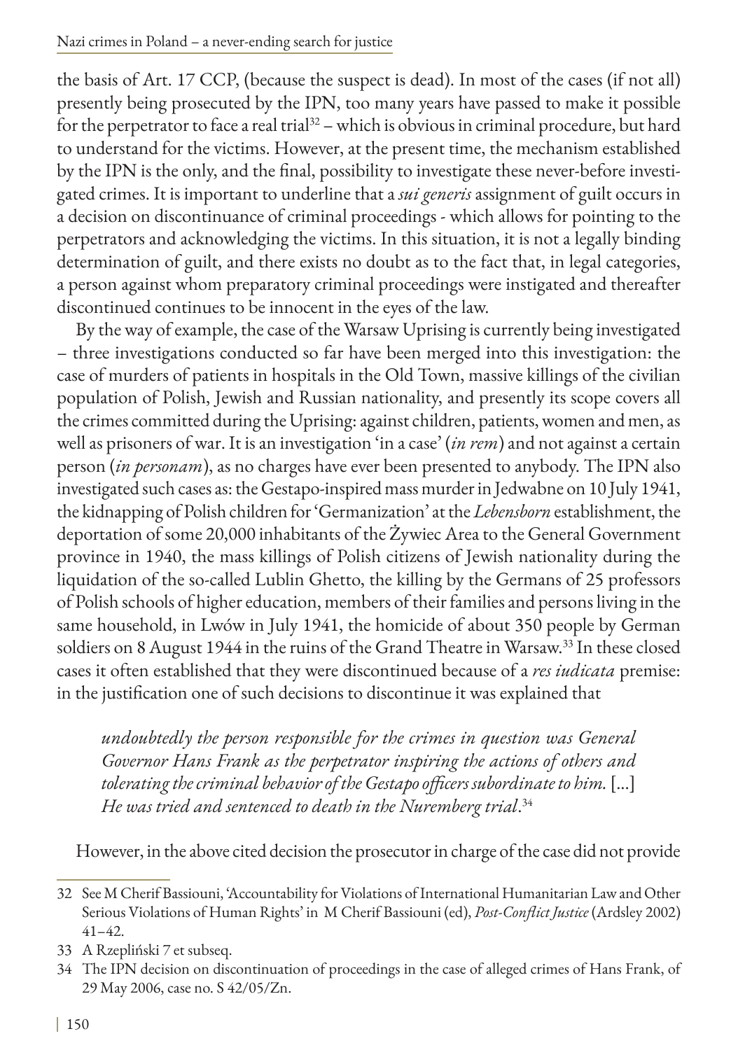the basis of Art. 17 CCP, (because the suspect is dead). In most of the cases (if not all) presently being prosecuted by the IPN, too many years have passed to make it possible for the perpetrator to face a real trial[32] – which is obvious in criminal procedure, but hard to understand for the victims. However, at the present time, the mechanism established by the IPN is the only, and the final, possibility to investigate these never-before investigated crimes. It is important to underline that a *sui generis* assignment of guilt occurs in a decision on discontinuance of criminal proceedings - which allows for pointing to the perpetrators and acknowledging the victims. In this situation, it is not a legally binding determination of guilt, and there exists no doubt as to the fact that, in legal categories, a person against whom preparatory criminal proceedings were instigated and thereafter discontinued continues to be innocent in the eyes of the law.

By the way of example, the case of the Warsaw Uprising is currently being investigated – three investigations conducted so far have been merged into this investigation: the case of murders of patients in hospitals in the Old Town, massive killings of the civilian population of Polish, Jewish and Russian nationality, and presently its scope covers all the crimes committed during the Uprising: against children, patients, women and men, as well as prisoners of war. It is an investigation 'in a case' (*in rem*) and not against a certain person (*in personam*), as no charges have ever been presented to anybody. The IPN also investigated such cases as: the Gestapo-inspired mass murder in Jedwabne on 10 July 1941, the kidnapping of Polish children for 'Germanization' at the *Lebensborn* establishment, the deportation of some 20,000 inhabitants of the Żywiec Area to the General Government province in 1940, the mass killings of Polish citizens of Jewish nationality during the liquidation of the so-called Lublin Ghetto, the killing by the Germans of 25 professors of Polish schools of higher education, members of their families and persons living in the same household, in Lwów in July 1941, the homicide of about 350 people by German soldiers on 8 August 1944 in the ruins of the Grand Theatre in Warsaw.[33] In these closed cases it often established that they were discontinued because of a *res iudicata* premise: in the justification one of such decisions to discontinue it was explained that

> *undoubtedly the person responsible for the crimes in question was General Governor Hans Frank as the perpetrator inspiring the actions of others and tolerating the criminal behavior of the Gestapo officers subordinate to him.* [...] *He was tried and sentenced to death in the Nuremberg trial*.[34]

However, in the above cited decision the prosecutor in charge of the case did not provide

---

32 See M Cherif Bassiouni, 'Accountability for Violations of International Humanitarian Law and Other Serious Violations of Human Rights' in M Cherif Bassiouni (ed), *Post-Conflict Justice* (Ardsley 2002) 41–42.

33 A Rzepliński 7 et subseq.

34 The IPN decision on discontinuation of proceedings in the case of alleged crimes of Hans Frank, of 29 May 2006, case no. S 42/05/Zn.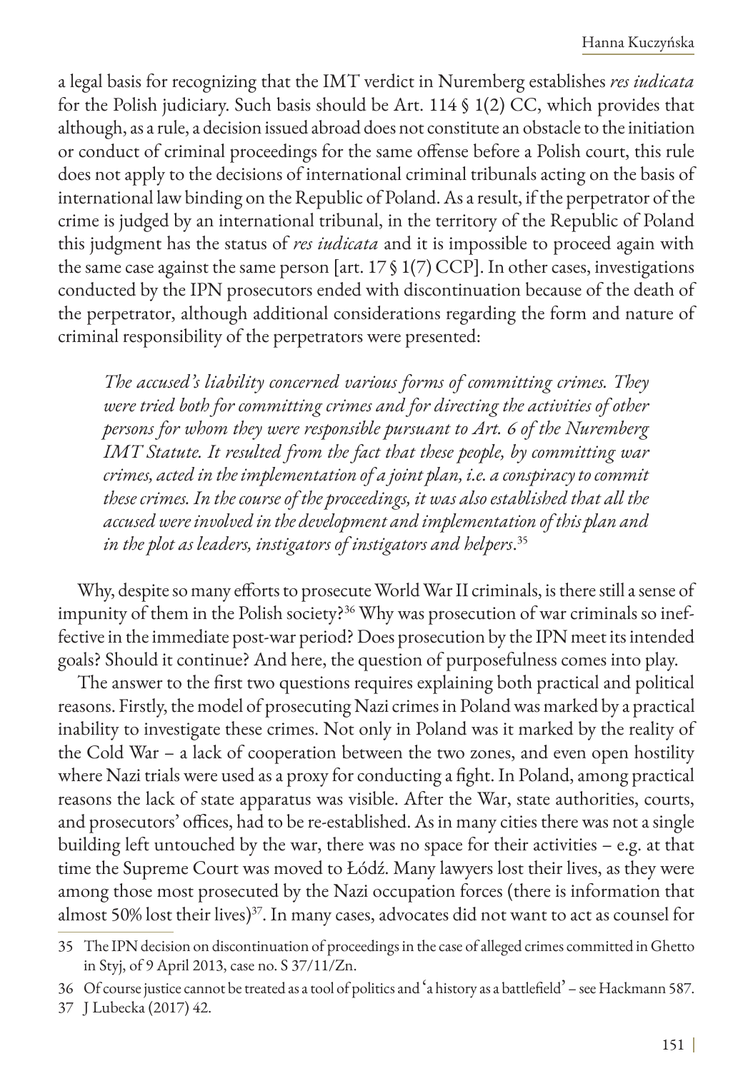a legal basis for recognizing that the IMT verdict in Nuremberg establishes *res iudicata* for the Polish judiciary. Such basis should be Art. 114 § 1(2) CC, which provides that although, as a rule, a decision issued abroad does not constitute an obstacle to the initiation or conduct of criminal proceedings for the same offense before a Polish court, this rule does not apply to the decisions of international criminal tribunals acting on the basis of international law binding on the Republic of Poland. As a result, if the perpetrator of the crime is judged by an international tribunal, in the territory of the Republic of Poland this judgment has the status of *res iudicata* and it is impossible to proceed again with the same case against the same person [art. 17 § 1(7) CCP]. In other cases, investigations conducted by the IPN prosecutors ended with discontinuation because of the death of the perpetrator, although additional considerations regarding the form and nature of criminal responsibility of the perpetrators were presented:

> *The accused's liability concerned various forms of committing crimes. They were tried both for committing crimes and for directing the activities of other persons for whom they were responsible pursuant to Art. 6 of the Nuremberg IMT Statute. It resulted from the fact that these people, by committing war crimes, acted in the implementation of a joint plan, i.e. a conspiracy to commit these crimes. In the course of the proceedings, it was also established that all the accused were involved in the development and implementation of this plan and in the plot as leaders, instigators of instigators and helpers.*[35]

Why, despite so many efforts to prosecute World War II criminals, is there still a sense of impunity of them in the Polish society?[36] Why was prosecution of war criminals so ineffective in the immediate post-war period? Does prosecution by the IPN meet its intended goals? Should it continue? And here, the question of purposefulness comes into play.

The answer to the first two questions requires explaining both practical and political reasons. Firstly, the model of prosecuting Nazi crimes in Poland was marked by a practical inability to investigate these crimes. Not only in Poland was it marked by the reality of the Cold War – a lack of cooperation between the two zones, and even open hostility where Nazi trials were used as a proxy for conducting a fight. In Poland, among practical reasons the lack of state apparatus was visible. After the War, state authorities, courts, and prosecutors' offices, had to be re-established. As in many cities there was not a single building left untouched by the war, there was no space for their activities – e.g. at that time the Supreme Court was moved to Łódź. Many lawyers lost their lives, as they were among those most prosecuted by the Nazi occupation forces (there is information that almost 50% lost their lives)[37]. In many cases, advocates did not want to act as counsel for

---

35 The IPN decision on discontinuation of proceedings in the case of alleged crimes committed in Ghetto in Styj, of 9 April 2013, case no. S 37/11/Zn.

36 Of course justice cannot be treated as a tool of politics and 'a history as a battlefield' – see Hackmann 587.

37 J Lubecka (2017) 42.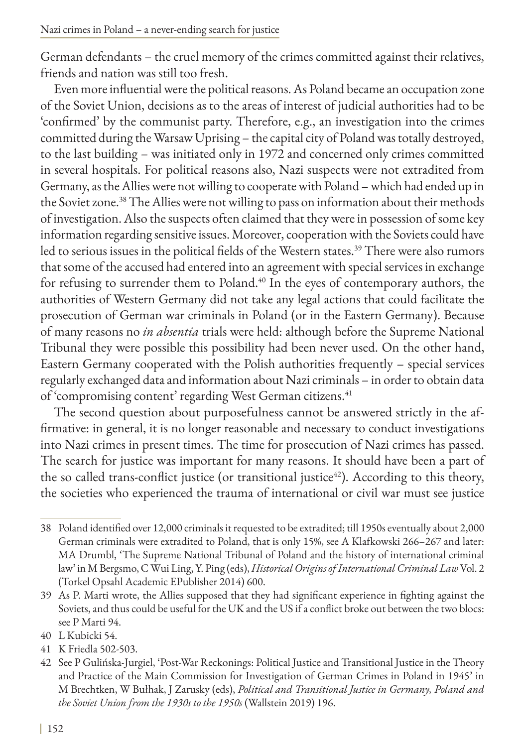German defendants – the cruel memory of the crimes committed against their relatives, friends and nation was still too fresh.

Even more influential were the political reasons. As Poland became an occupation zone of the Soviet Union, decisions as to the areas of interest of judicial authorities had to be 'confirmed' by the communist party. Therefore, e.g., an investigation into the crimes committed during the Warsaw Uprising – the capital city of Poland was totally destroyed, to the last building – was initiated only in 1972 and concerned only crimes committed in several hospitals. For political reasons also, Nazi suspects were not extradited from Germany, as the Allies were not willing to cooperate with Poland – which had ended up in the Soviet zone.[38] The Allies were not willing to pass on information about their methods of investigation. Also the suspects often claimed that they were in possession of some key information regarding sensitive issues. Moreover, cooperation with the Soviets could have led to serious issues in the political fields of the Western states.[39] There were also rumors that some of the accused had entered into an agreement with special services in exchange for refusing to surrender them to Poland.[40] In the eyes of contemporary authors, the authorities of Western Germany did not take any legal actions that could facilitate the prosecution of German war criminals in Poland (or in the Eastern Germany). Because of many reasons no *in absentia* trials were held: although before the Supreme National Tribunal they were possible this possibility had been never used. On the other hand, Eastern Germany cooperated with the Polish authorities frequently – special services regularly exchanged data and information about Nazi criminals – in order to obtain data of 'compromising content' regarding West German citizens.[41]

The second question about purposefulness cannot be answered strictly in the affirmative: in general, it is no longer reasonable and necessary to conduct investigations into Nazi crimes in present times. The time for prosecution of Nazi crimes has passed. The search for justice was important for many reasons. It should have been a part of the so called trans-conflict justice (or transitional justice[42]). According to this theory, the societies who experienced the trauma of international or civil war must see justice

---

38 Poland identified over 12,000 criminals it requested to be extradited; till 1950s eventually about 2,000 German criminals were extradited to Poland, that is only 15%, see A Klafkowski 266–267 and later: MA Drumbl, 'The Supreme National Tribunal of Poland and the history of international criminal law' in M Bergsmo, C Wui Ling, Y. Ping (eds), *Historical Origins of International Criminal Law* Vol. 2 (Torkel Opsahl Academic EPublisher 2014) 600.

39 As P. Marti wrote, the Allies supposed that they had significant experience in fighting against the Soviets, and thus could be useful for the UK and the US if a conflict broke out between the two blocs: see P Marti 94.

40 L Kubicki 54.

41 K Friedla 502-503.

42 See P Gulińska-Jurgiel, 'Post-War Reckonings: Political Justice and Transitional Justice in the Theory and Practice of the Main Commission for Investigation of German Crimes in Poland in 1945' in M Brechtken, W Bułhak, J Zarusky (eds), *Political and Transitional Justice in Germany, Poland and the Soviet Union from the 1930s to the 1950s* (Wallstein 2019) 196.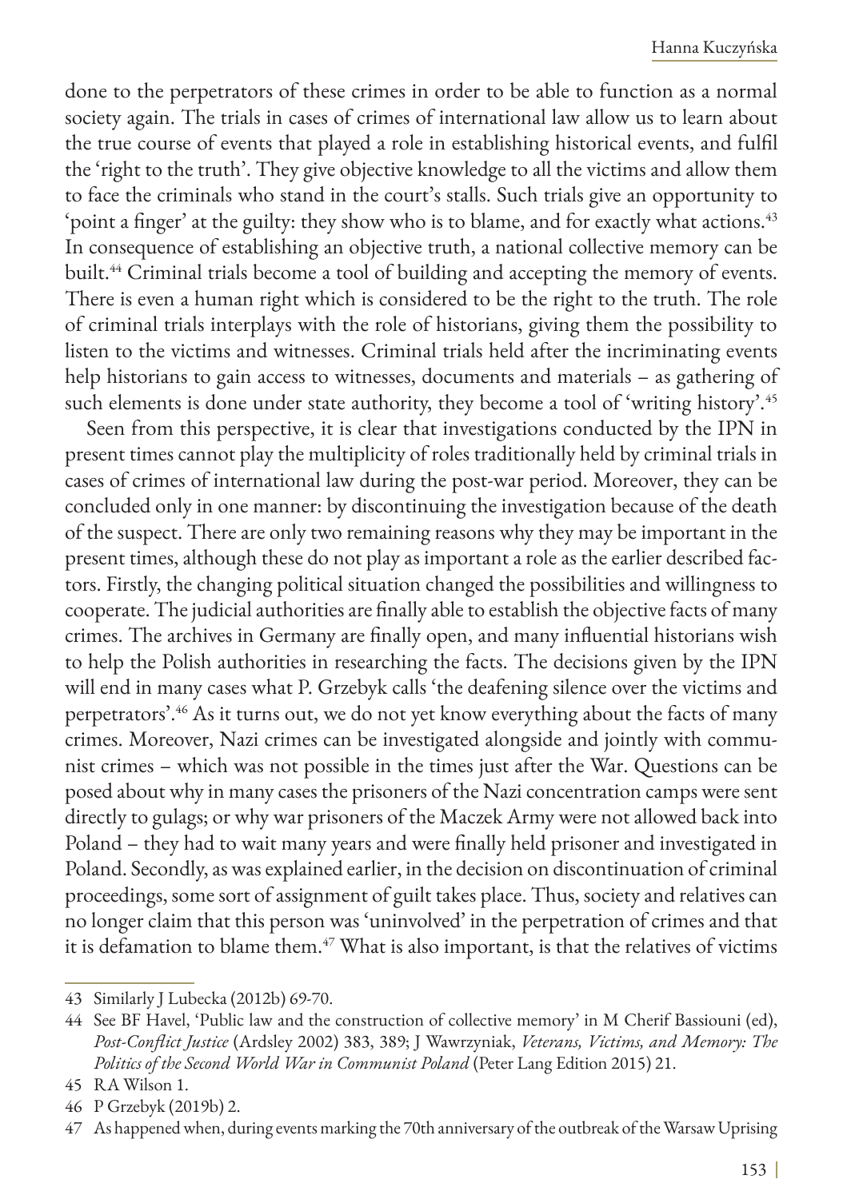done to the perpetrators of these crimes in order to be able to function as a normal society again. The trials in cases of crimes of international law allow us to learn about the true course of events that played a role in establishing historical events, and fulfil the 'right to the truth'. They give objective knowledge to all the victims and allow them to face the criminals who stand in the court's stalls. Such trials give an opportunity to 'point a finger' at the guilty: they show who is to blame, and for exactly what actions.[43] In consequence of establishing an objective truth, a national collective memory can be built.[44] Criminal trials become a tool of building and accepting the memory of events. There is even a human right which is considered to be the right to the truth. The role of criminal trials interplays with the role of historians, giving them the possibility to listen to the victims and witnesses. Criminal trials held after the incriminating events help historians to gain access to witnesses, documents and materials – as gathering of such elements is done under state authority, they become a tool of 'writing history'.[45]

Seen from this perspective, it is clear that investigations conducted by the IPN in present times cannot play the multiplicity of roles traditionally held by criminal trials in cases of crimes of international law during the post-war period. Moreover, they can be concluded only in one manner: by discontinuing the investigation because of the death of the suspect. There are only two remaining reasons why they may be important in the present times, although these do not play as important a role as the earlier described factors. Firstly, the changing political situation changed the possibilities and willingness to cooperate. The judicial authorities are finally able to establish the objective facts of many crimes. The archives in Germany are finally open, and many influential historians wish to help the Polish authorities in researching the facts. The decisions given by the IPN will end in many cases what P. Grzebyk calls 'the deafening silence over the victims and perpetrators'.[46] As it turns out, we do not yet know everything about the facts of many crimes. Moreover, Nazi crimes can be investigated alongside and jointly with communist crimes – which was not possible in the times just after the War. Questions can be posed about why in many cases the prisoners of the Nazi concentration camps were sent directly to gulags; or why war prisoners of the Maczek Army were not allowed back into Poland – they had to wait many years and were finally held prisoner and investigated in Poland. Secondly, as was explained earlier, in the decision on discontinuation of criminal proceedings, some sort of assignment of guilt takes place. Thus, society and relatives can no longer claim that this person was 'uninvolved' in the perpetration of crimes and that it is defamation to blame them.[47] What is also important, is that the relatives of victims

---

43 Similarly J Lubecka (2012b) 69-70.

44 See BF Havel, 'Public law and the construction of collective memory' in M Cherif Bassiouni (ed), *Post-Conflict Justice* (Ardsley 2002) 383, 389; J Wawrzyniak, *Veterans, Victims, and Memory: The Politics of the Second World War in Communist Poland* (Peter Lang Edition 2015) 21.

45 RA Wilson 1.

46 P Grzebyk (2019b) 2.

47 As happened when, during events marking the 70th anniversary of the outbreak of the Warsaw Uprising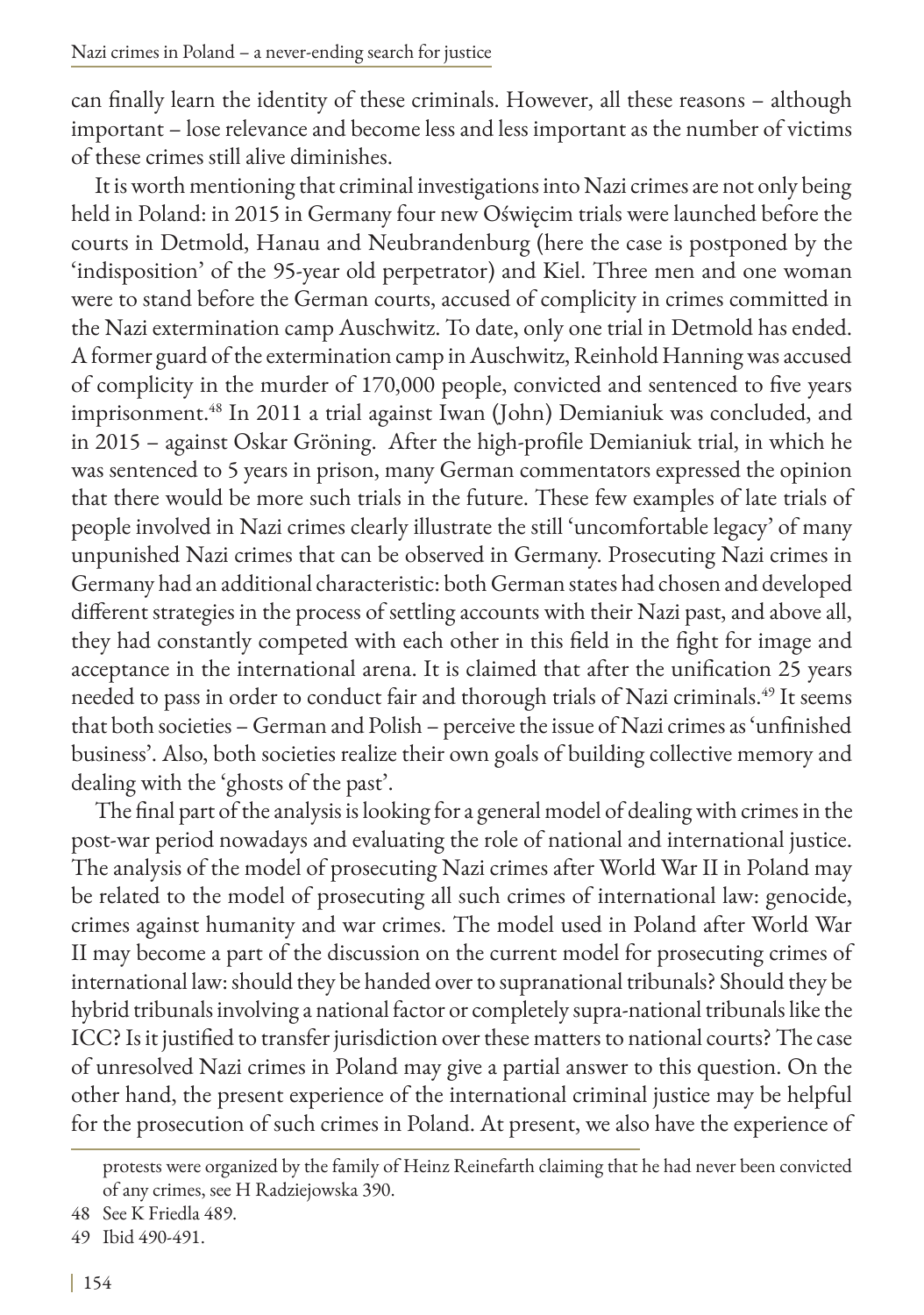can finally learn the identity of these criminals. However, all these reasons – although important – lose relevance and become less and less important as the number of victims of these crimes still alive diminishes.

It is worth mentioning that criminal investigations into Nazi crimes are not only being held in Poland: in 2015 in Germany four new Oświęcim trials were launched before the courts in Detmold, Hanau and Neubrandenburg (here the case is postponed by the 'indisposition' of the 95-year old perpetrator) and Kiel. Three men and one woman were to stand before the German courts, accused of complicity in crimes committed in the Nazi extermination camp Auschwitz. To date, only one trial in Detmold has ended. A former guard of the extermination camp in Auschwitz, Reinhold Hanning was accused of complicity in the murder of 170,000 people, convicted and sentenced to five years imprisonment.[48] In 2011 a trial against Iwan (John) Demianiuk was concluded, and in 2015 – against Oskar Gröning. After the high-profile Demianiuk trial, in which he was sentenced to 5 years in prison, many German commentators expressed the opinion that there would be more such trials in the future. These few examples of late trials of people involved in Nazi crimes clearly illustrate the still 'uncomfortable legacy' of many unpunished Nazi crimes that can be observed in Germany. Prosecuting Nazi crimes in Germany had an additional characteristic: both German states had chosen and developed different strategies in the process of settling accounts with their Nazi past, and above all, they had constantly competed with each other in this field in the fight for image and acceptance in the international arena. It is claimed that after the unification 25 years needed to pass in order to conduct fair and thorough trials of Nazi criminals.[49] It seems that both societies – German and Polish – perceive the issue of Nazi crimes as 'unfinished business'. Also, both societies realize their own goals of building collective memory and dealing with the 'ghosts of the past'.

The final part of the analysis is looking for a general model of dealing with crimes in the post-war period nowadays and evaluating the role of national and international justice. The analysis of the model of prosecuting Nazi crimes after World War II in Poland may be related to the model of prosecuting all such crimes of international law: genocide, crimes against humanity and war crimes. The model used in Poland after World War II may become a part of the discussion on the current model for prosecuting crimes of international law: should they be handed over to supranational tribunals? Should they be hybrid tribunals involving a national factor or completely supra-national tribunals like the ICC? Is it justified to transfer jurisdiction over these matters to national courts? The case of unresolved Nazi crimes in Poland may give a partial answer to this question. On the other hand, the present experience of the international criminal justice may be helpful for the prosecution of such crimes in Poland. At present, we also have the experience of

---

protests were organized by the family of Heinz Reinefarth claiming that he had never been convicted of any crimes, see H Radziejowska 390.

48 See K Friedla 489.

49 Ibid 490-491.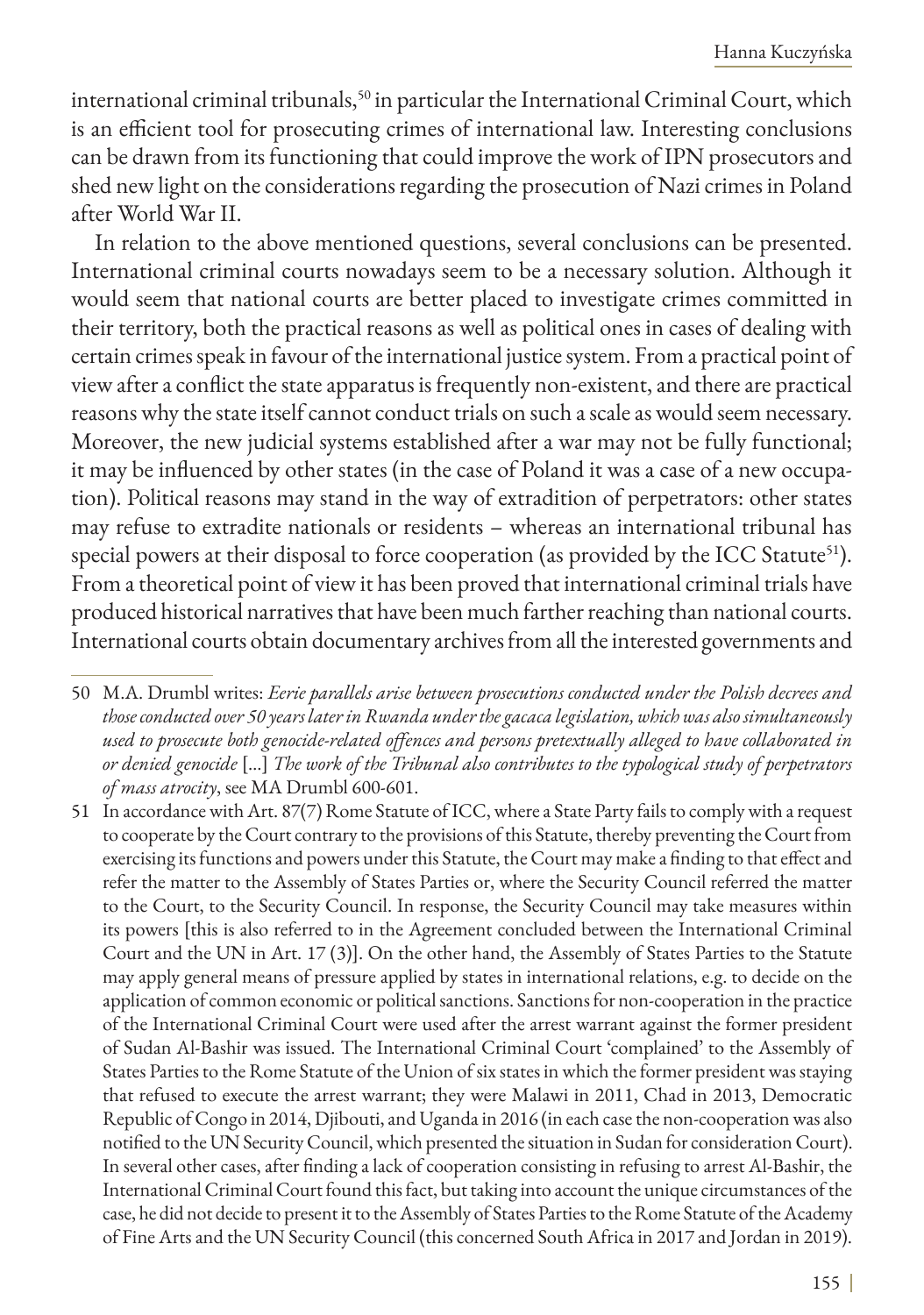international criminal tribunals,[50] in particular the International Criminal Court, which is an efficient tool for prosecuting crimes of international law. Interesting conclusions can be drawn from its functioning that could improve the work of IPN prosecutors and shed new light on the considerations regarding the prosecution of Nazi crimes in Poland after World War II.

In relation to the above mentioned questions, several conclusions can be presented. International criminal courts nowadays seem to be a necessary solution. Although it would seem that national courts are better placed to investigate crimes committed in their territory, both the practical reasons as well as political ones in cases of dealing with certain crimes speak in favour of the international justice system. From a practical point of view after a conflict the state apparatus is frequently non-existent, and there are practical reasons why the state itself cannot conduct trials on such a scale as would seem necessary. Moreover, the new judicial systems established after a war may not be fully functional; it may be influenced by other states (in the case of Poland it was a case of a new occupation). Political reasons may stand in the way of extradition of perpetrators: other states may refuse to extradite nationals or residents – whereas an international tribunal has special powers at their disposal to force cooperation (as provided by the ICC Statute[51]). From a theoretical point of view it has been proved that international criminal trials have produced historical narratives that have been much farther reaching than national courts. International courts obtain documentary archives from all the interested governments and

---

50 M.A. Drumbl writes: *Eerie parallels arise between prosecutions conducted under the Polish decrees and those conducted over 50 years later in Rwanda under the gacaca legislation, which was also simultaneously used to prosecute both genocide-related offences and persons pretextually alleged to have collaborated in or denied genocide* [...] *The work of the Tribunal also contributes to the typological study of perpetrators of mass atrocity*, see MA Drumbl 600-601.

51 In accordance with Art. 87(7) Rome Statute of ICC, where a State Party fails to comply with a request to cooperate by the Court contrary to the provisions of this Statute, thereby preventing the Court from exercising its functions and powers under this Statute, the Court may make a finding to that effect and refer the matter to the Assembly of States Parties or, where the Security Council referred the matter to the Court, to the Security Council. In response, the Security Council may take measures within its powers [this is also referred to in the Agreement concluded between the International Criminal Court and the UN in Art. 17 (3)]. On the other hand, the Assembly of States Parties to the Statute may apply general means of pressure applied by states in international relations, e.g. to decide on the application of common economic or political sanctions. Sanctions for non-cooperation in the practice of the International Criminal Court were used after the arrest warrant against the former president of Sudan Al-Bashir was issued. The International Criminal Court 'complained' to the Assembly of States Parties to the Rome Statute of the Union of six states in which the former president was staying that refused to execute the arrest warrant; they were Malawi in 2011, Chad in 2013, Democratic Republic of Congo in 2014, Djibouti, and Uganda in 2016 (in each case the non-cooperation was also notified to the UN Security Council, which presented the situation in Sudan for consideration Court). In several other cases, after finding a lack of cooperation consisting in refusing to arrest Al-Bashir, the International Criminal Court found this fact, but taking into account the unique circumstances of the case, he did not decide to present it to the Assembly of States Parties to the Rome Statute of the Academy of Fine Arts and the UN Security Council (this concerned South Africa in 2017 and Jordan in 2019).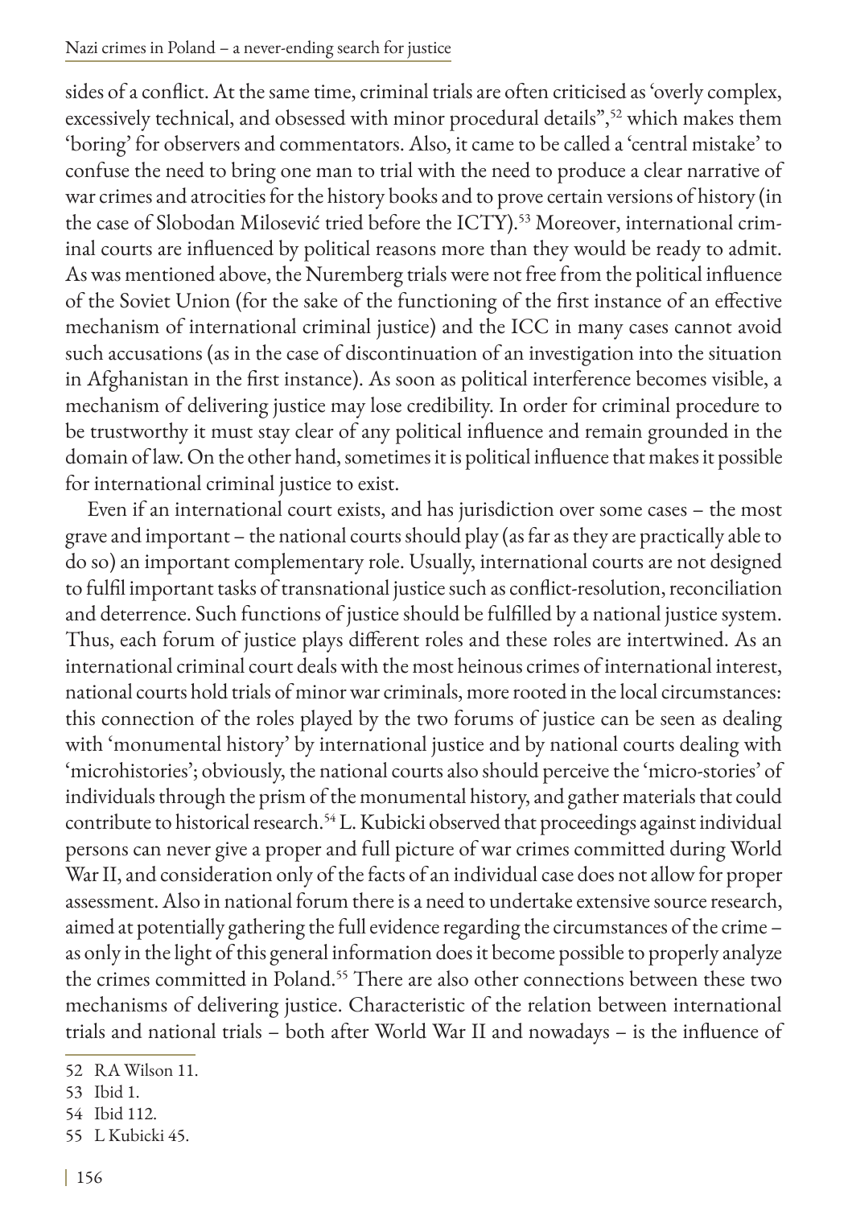sides of a conflict. At the same time, criminal trials are often criticised as 'overly complex, excessively technical, and obsessed with minor procedural details",[52] which makes them 'boring' for observers and commentators. Also, it came to be called a 'central mistake' to confuse the need to bring one man to trial with the need to produce a clear narrative of war crimes and atrocities for the history books and to prove certain versions of history (in the case of Slobodan Milosević tried before the ICTY).[53] Moreover, international criminal courts are influenced by political reasons more than they would be ready to admit. As was mentioned above, the Nuremberg trials were not free from the political influence of the Soviet Union (for the sake of the functioning of the first instance of an effective mechanism of international criminal justice) and the ICC in many cases cannot avoid such accusations (as in the case of discontinuation of an investigation into the situation in Afghanistan in the first instance). As soon as political interference becomes visible, a mechanism of delivering justice may lose credibility. In order for criminal procedure to be trustworthy it must stay clear of any political influence and remain grounded in the domain of law. On the other hand, sometimes it is political influence that makes it possible for international criminal justice to exist.

Even if an international court exists, and has jurisdiction over some cases – the most grave and important – the national courts should play (as far as they are practically able to do so) an important complementary role. Usually, international courts are not designed to fulfil important tasks of transnational justice such as conflict-resolution, reconciliation and deterrence. Such functions of justice should be fulfilled by a national justice system. Thus, each forum of justice plays different roles and these roles are intertwined. As an international criminal court deals with the most heinous crimes of international interest, national courts hold trials of minor war criminals, more rooted in the local circumstances: this connection of the roles played by the two forums of justice can be seen as dealing with 'monumental history' by international justice and by national courts dealing with 'microhistories'; obviously, the national courts also should perceive the 'micro-stories' of individuals through the prism of the monumental history, and gather materials that could contribute to historical research.[54] L. Kubicki observed that proceedings against individual persons can never give a proper and full picture of war crimes committed during World War II, and consideration only of the facts of an individual case does not allow for proper assessment. Also in national forum there is a need to undertake extensive source research, aimed at potentially gathering the full evidence regarding the circumstances of the crime – as only in the light of this general information does it become possible to properly analyze the crimes committed in Poland.[55] There are also other connections between these two mechanisms of delivering justice. Characteristic of the relation between international trials and national trials – both after World War II and nowadays – is the influence of

---

52 RA Wilson 11.

53 Ibid 1.

54 Ibid 112.

55 L Kubicki 45.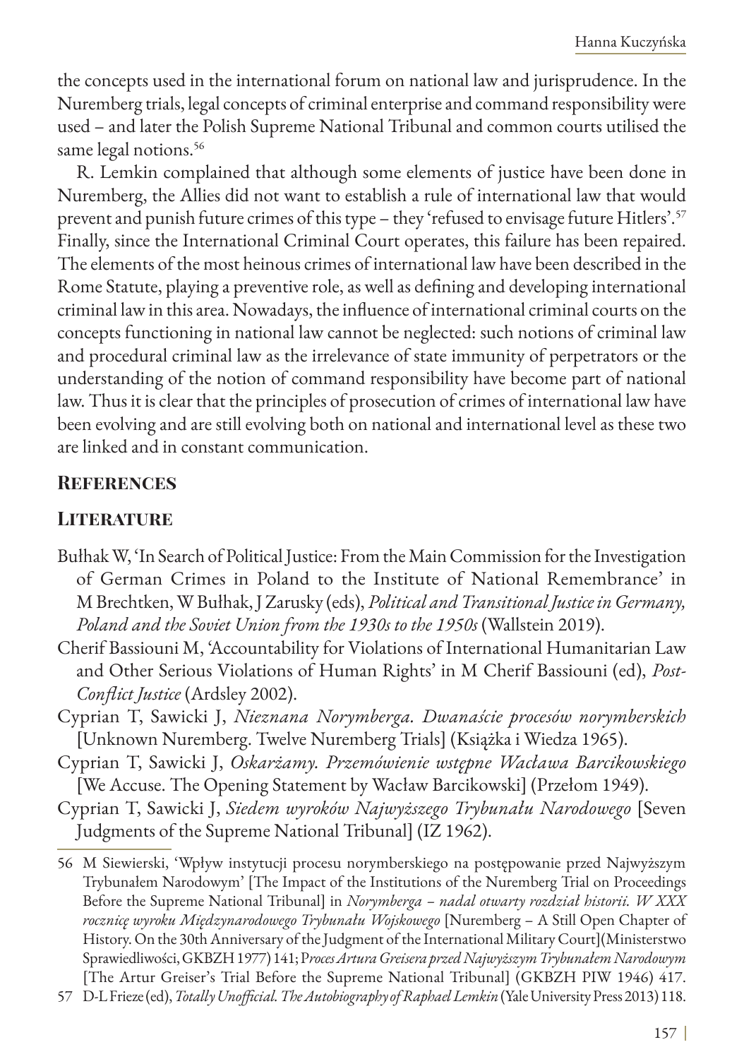the concepts used in the international forum on national law and jurisprudence. In the Nuremberg trials, legal concepts of criminal enterprise and command responsibility were used – and later the Polish Supreme National Tribunal and common courts utilised the same legal notions.[56]

R. Lemkin complained that although some elements of justice have been done in Nuremberg, the Allies did not want to establish a rule of international law that would prevent and punish future crimes of this type – they 'refused to envisage future Hitlers'.[57] Finally, since the International Criminal Court operates, this failure has been repaired. The elements of the most heinous crimes of international law have been described in the Rome Statute, playing a preventive role, as well as defining and developing international criminal law in this area. Nowadays, the influence of international criminal courts on the concepts functioning in national law cannot be neglected: such notions of criminal law and procedural criminal law as the irrelevance of state immunity of perpetrators or the understanding of the notion of command responsibility have become part of national law. Thus it is clear that the principles of prosecution of crimes of international law have been evolving and are still evolving both on national and international level as these two are linked and in constant communication.

## References

### Literature

Bułhak W, 'In Search of Political Justice: From the Main Commission for the Investigation of German Crimes in Poland to the Institute of National Remembrance' in M Brechtken, W Bułhak, J Zarusky (eds), *Political and Transitional Justice in Germany, Poland and the Soviet Union from the 1930s to the 1950s* (Wallstein 2019).

Cherif Bassiouni M, 'Accountability for Violations of International Humanitarian Law and Other Serious Violations of Human Rights' in M Cherif Bassiouni (ed), *Post-Conflict Justice* (Ardsley 2002).

Cyprian T, Sawicki J, *Nieznana Norymberga. Dwanaście procesów norymberskich* [Unknown Nuremberg. Twelve Nuremberg Trials] (Książka i Wiedza 1965).

Cyprian T, Sawicki J, *Oskarżamy. Przemówienie wstępne Wacława Barcikowskiego* [We Accuse. The Opening Statement by Wacław Barcikowski] (Przełom 1949).

Cyprian T, Sawicki J, *Siedem wyroków Najwyższego Trybunału Narodowego* [Seven Judgments of the Supreme National Tribunal] (IZ 1962).

---

56 M Siewierski, 'Wpływ instytucji procesu norymberskiego na postępowanie przed Najwyższym Trybunałem Narodowym' [The Impact of the Institutions of the Nuremberg Trial on Proceedings Before the Supreme National Tribunal] in *Norymberga – nadal otwarty rozdział historii. W XXX rocznicę wyroku Międzynarodowego Trybunału Wojskowego* [Nuremberg – A Still Open Chapter of History. On the 30th Anniversary of the Judgment of the International Military Court](Ministerstwo Sprawiedliwości, GKBZH 1977) 141; P*roces Artura Greisera przed Najwyższym Trybunałem Narodowym* [The Artur Greiser's Trial Before the Supreme National Tribunal] (GKBZH PIW 1946) 417.

57 D-L Frieze (ed), *Totally Unofficial. The Autobiography of Raphael Lemkin* (Yale University Press 2013) 118.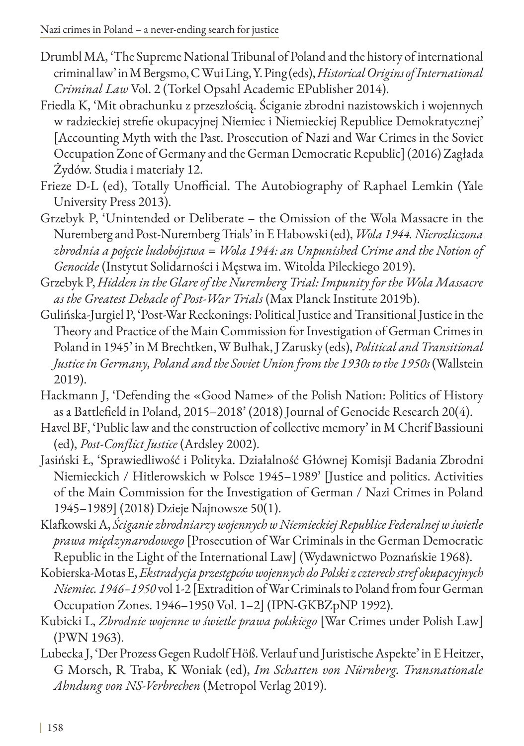Drumbl MA, 'The Supreme National Tribunal of Poland and the history of international criminal law' in M Bergsmo, C Wui Ling, Y. Ping (eds), *Historical Origins of International Criminal Law* Vol. 2 (Torkel Opsahl Academic EPublisher 2014).

Friedla K, 'Mit obrachunku z przeszłością. Ściganie zbrodni nazistowskich i wojennych w radzieckiej strefie okupacyjnej Niemiec i Niemieckiej Republice Demokratycznej' [Accounting Myth with the Past. Prosecution of Nazi and War Crimes in the Soviet Occupation Zone of Germany and the German Democratic Republic] (2016) Zagłada Żydów. Studia i materiały 12.

Frieze D-L (ed), Totally Unofficial. The Autobiography of Raphael Lemkin (Yale University Press 2013).

Grzebyk P, 'Unintended or Deliberate – the Omission of the Wola Massacre in the Nuremberg and Post-Nuremberg Trials' in E Habowski (ed), *Wola 1944. Nierozliczona zbrodnia a pojęcie ludobójstwa = Wola 1944: an Unpunished Crime and the Notion of Genocide* (Instytut Solidarności i Męstwa im. Witolda Pileckiego 2019).

Grzebyk P, *Hidden in the Glare of the Nuremberg Trial: Impunity for the Wola Massacre as the Greatest Debacle of Post-War Trials* (Max Planck Institute 2019b).

Gulińska-Jurgiel P, 'Post-War Reckonings: Political Justice and Transitional Justice in the Theory and Practice of the Main Commission for Investigation of German Crimes in Poland in 1945' in M Brechtken, W Bułhak, J Zarusky (eds), *Political and Transitional Justice in Germany, Poland and the Soviet Union from the 1930s to the 1950s* (Wallstein 2019).

Hackmann J, 'Defending the «Good Name» of the Polish Nation: Politics of History as a Battlefield in Poland, 2015–2018' (2018) Journal of Genocide Research 20(4).

Havel BF, 'Public law and the construction of collective memory' in M Cherif Bassiouni (ed), *Post-Conflict Justice* (Ardsley 2002).

Jasiński Ł, 'Sprawiedliwość i Polityka. Działalność Głównej Komisji Badania Zbrodni Niemieckich / Hitlerowskich w Polsce 1945–1989' [Justice and politics. Activities of the Main Commission for the Investigation of German / Nazi Crimes in Poland 1945–1989] (2018) Dzieje Najnowsze 50(1).

Klafkowski A, *Ściganie zbrodniarzy wojennych w Niemieckiej Republice Federalnej w świetle prawa międzynarodowego* [Prosecution of War Criminals in the German Democratic Republic in the Light of the International Law] (Wydawnictwo Poznańskie 1968).

Kobierska-Motas E, *Ekstradycja przestępców wojennych do Polski z czterech stref okupacyjnych Niemiec. 1946–1950* vol 1-2 [Extradition of War Criminals to Poland from four German Occupation Zones. 1946–1950 Vol. 1–2] (IPN-GKBZpNP 1992).

Kubicki L, *Zbrodnie wojenne w świetle prawa polskiego* [War Crimes under Polish Law] (PWN 1963).

Lubecka J, 'Der Prozess Gegen Rudolf Höß. Verlauf und Juristische Aspekte' in E Heitzer, G Morsch, R Traba, K Woniak (ed), *Im Schatten von Nürnberg. Transnationale Ahndung von NS-Verbrechen* (Metropol Verlag 2019).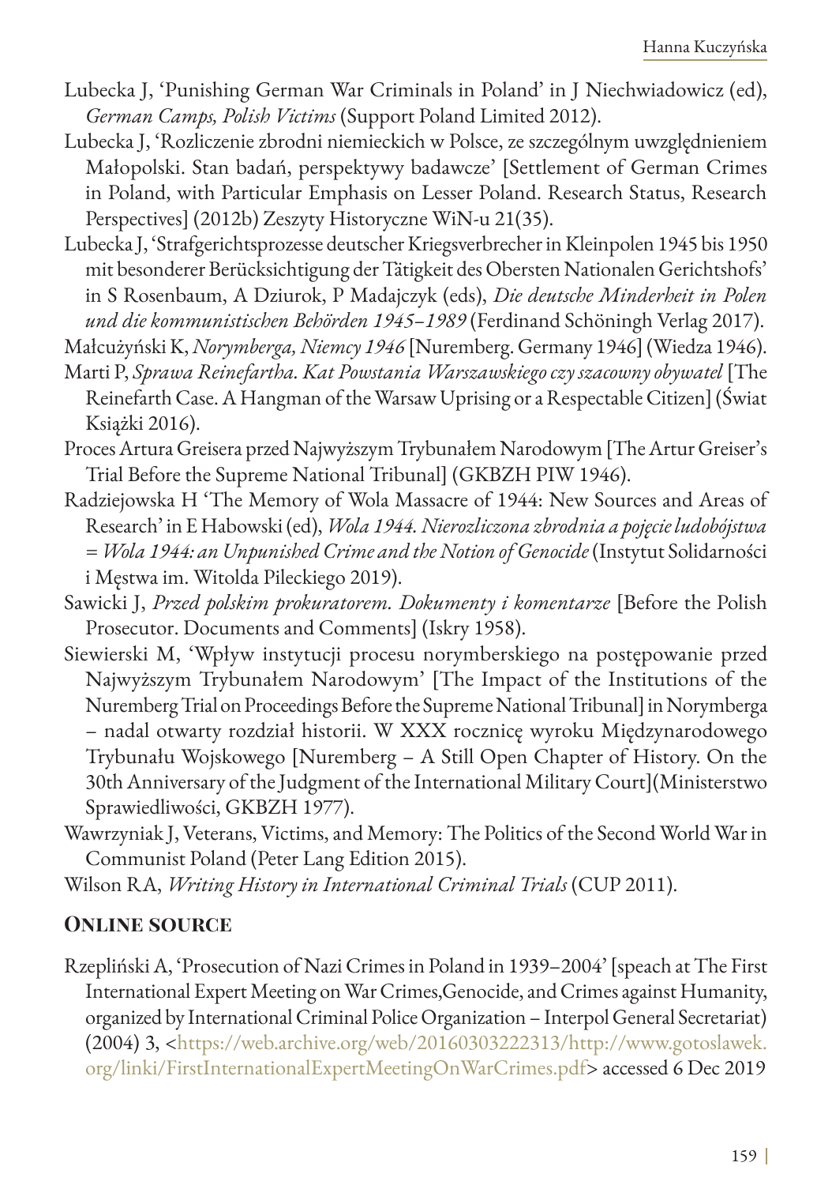Lubecka J, 'Punishing German War Criminals in Poland' in J Niechwiadowicz (ed), *German Camps, Polish Victims* (Support Poland Limited 2012).

Lubecka J, 'Rozliczenie zbrodni niemieckich w Polsce, ze szczególnym uwzględnieniem Małopolski. Stan badań, perspektywy badawcze' [Settlement of German Crimes in Poland, with Particular Emphasis on Lesser Poland. Research Status, Research Perspectives] (2012b) Zeszyty Historyczne WiN-u 21(35).

Lubecka J, 'Strafgerichtsprozesse deutscher Kriegsverbrecher in Kleinpolen 1945 bis 1950 mit besonderer Berücksichtigung der Tätigkeit des Obersten Nationalen Gerichtshofs' in S Rosenbaum, A Dziurok, P Madajczyk (eds), *Die deutsche Minderheit in Polen und die kommunistischen Behörden 1945–1989* (Ferdinand Schöningh Verlag 2017).

Małcużyński K, *Norymberga, Niemcy 1946* [Nuremberg. Germany 1946] (Wiedza 1946).

Marti P, *Sprawa Reinefartha. Kat Powstania Warszawskiego czy szacowny obywatel* [The Reinefarth Case. A Hangman of the Warsaw Uprising or a Respectable Citizen] (Świat Książki 2016).

Proces Artura Greisera przed Najwyższym Trybunałem Narodowym [The Artur Greiser's Trial Before the Supreme National Tribunal] (GKBZH PIW 1946).

Radziejowska H 'The Memory of Wola Massacre of 1944: New Sources and Areas of Research' in E Habowski (ed), *Wola 1944. Nierozliczona zbrodnia a pojęcie ludobójstwa = Wola 1944: an Unpunished Crime and the Notion of Genocide* (Instytut Solidarności i Męstwa im. Witolda Pileckiego 2019).

Sawicki J, *Przed polskim prokuratorem. Dokumenty i komentarze* [Before the Polish Prosecutor. Documents and Comments] (Iskry 1958).

Siewierski M, 'Wpływ instytucji procesu norymberskiego na postępowanie przed Najwyższym Trybunałem Narodowym' [The Impact of the Institutions of the Nuremberg Trial on Proceedings Before the Supreme National Tribunal] in Norymberga – nadal otwarty rozdział historii. W XXX rocznicę wyroku Międzynarodowego Trybunału Wojskowego [Nuremberg – A Still Open Chapter of History. On the 30th Anniversary of the Judgment of the International Military Court](Ministerstwo Sprawiedliwości, GKBZH 1977).

Wawrzyniak J, Veterans, Victims, and Memory: The Politics of the Second World War in Communist Poland (Peter Lang Edition 2015).

Wilson RA, *Writing History in International Criminal Trials* (CUP 2011).

## Online source

Rzepliński A, 'Prosecution of Nazi Crimes in Poland in 1939–2004' [speach at The First International Expert Meeting on War Crimes,Genocide, and Crimes against Humanity, organized by International Criminal Police Organization – Interpol General Secretariat) (2004) 3, <https://web.archive.org/web/20160303222313/http://www.gotoslawek.org/linki/FirstInternationalExpertMeetingOnWarCrimes.pdf> accessed 6 Dec 2019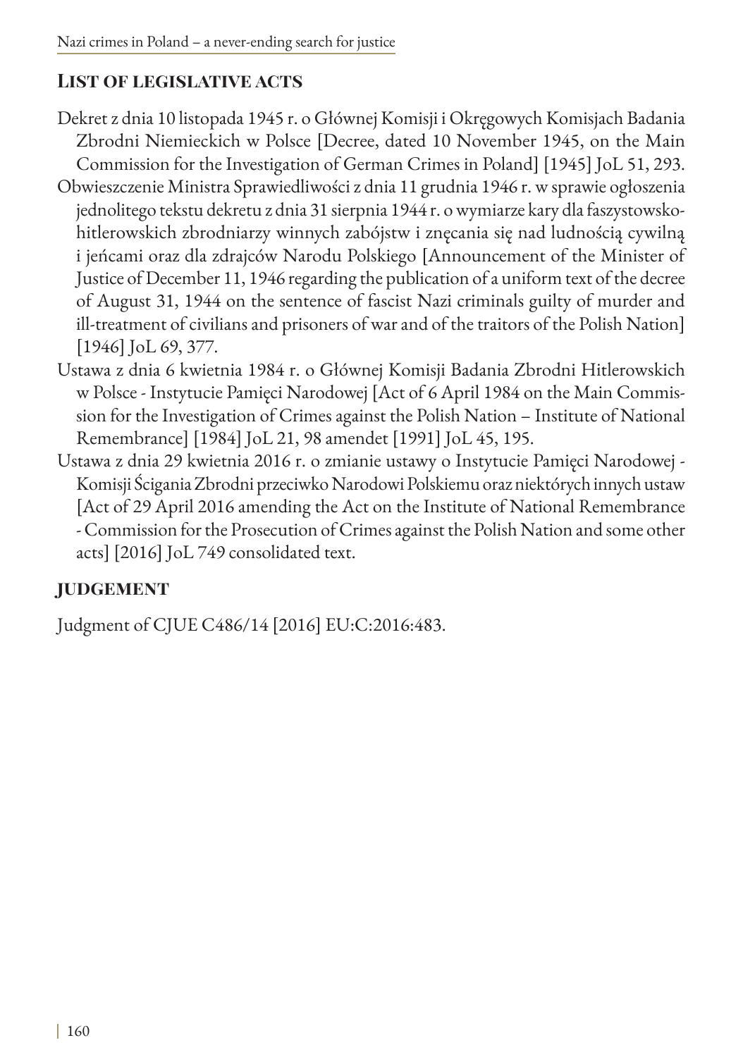## List of legislative acts

Dekret z dnia 10 listopada 1945 r. o Głównej Komisji i Okręgowych Komisjach Badania Zbrodni Niemieckich w Polsce [Decree, dated 10 November 1945, on the Main Commission for the Investigation of German Crimes in Poland] [1945] JoL 51, 293.

Obwieszczenie Ministra Sprawiedliwości z dnia 11 grudnia 1946 r. w sprawie ogłoszenia jednolitego tekstu dekretu z dnia 31 sierpnia 1944 r. o wymiarze kary dla faszystowsko-hitlerowskich zbrodniarzy winnych zabójstw i znęcania się nad ludnością cywilną i jeńcami oraz dla zdrajców Narodu Polskiego [Announcement of the Minister of Justice of December 11, 1946 regarding the publication of a uniform text of the decree of August 31, 1944 on the sentence of fascist Nazi criminals guilty of murder and ill-treatment of civilians and prisoners of war and of the traitors of the Polish Nation] [1946] JoL 69, 377.

Ustawa z dnia 6 kwietnia 1984 r. o Głównej Komisji Badania Zbrodni Hitlerowskich w Polsce - Instytucie Pamięci Narodowej [Act of 6 April 1984 on the Main Commission for the Investigation of Crimes against the Polish Nation – Institute of National Remembrance] [1984] JoL 21, 98 amendet [1991] JoL 45, 195.

Ustawa z dnia 29 kwietnia 2016 r. o zmianie ustawy o Instytucie Pamięci Narodowej - Komisji Ścigania Zbrodni przeciwko Narodowi Polskiemu oraz niektórych innych ustaw [Act of 29 April 2016 amending the Act on the Institute of National Remembrance - Commission for the Prosecution of Crimes against the Polish Nation and some other acts] [2016] JoL 749 consolidated text.

## Judgement

Judgment of CJUE C486/14 [2016] EU:C:2016:483.